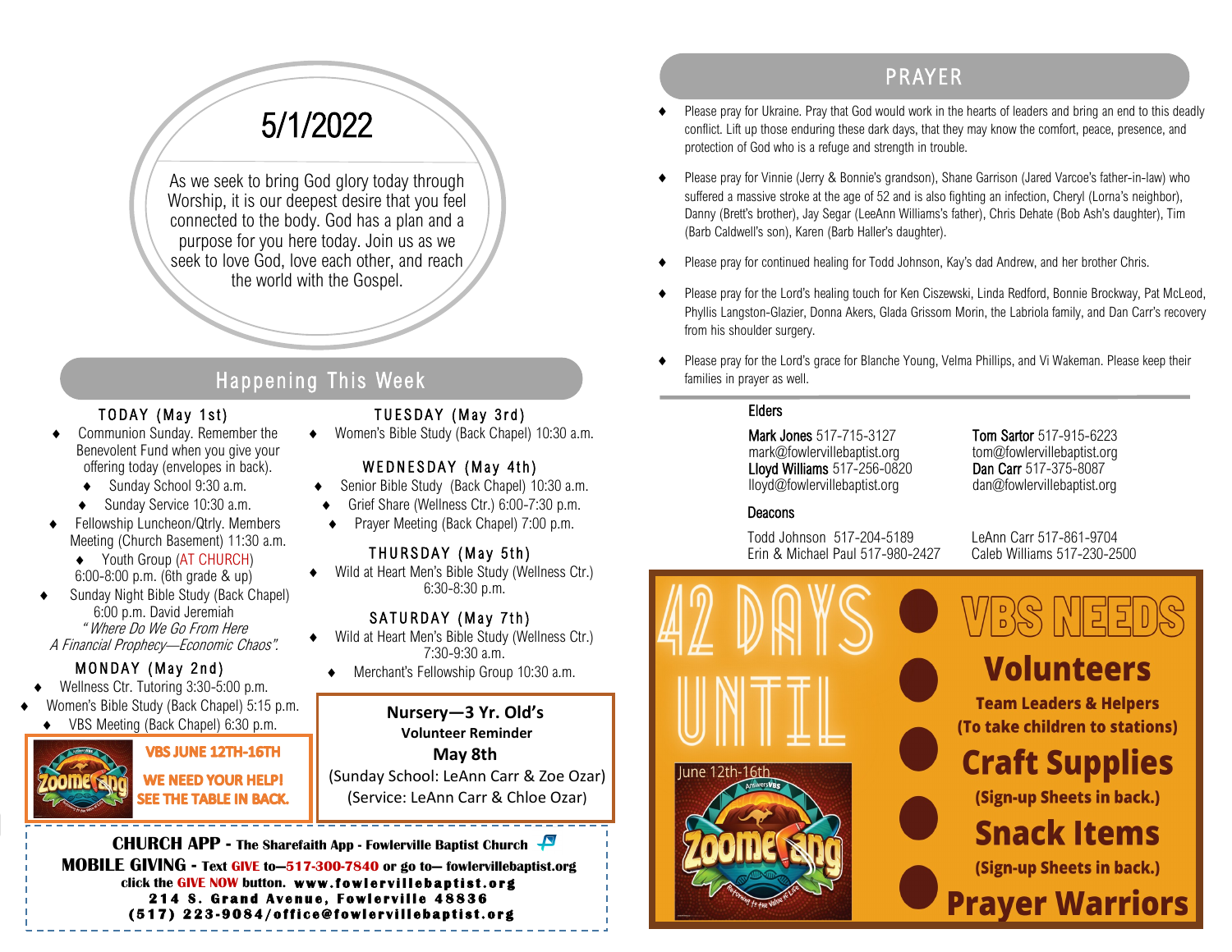# 5/1/2022

As we seek to bring God glory today through Worship, it is our deepest desire that you feel connected to the body. God has a plan and a purpose for you here today. Join us as we seek to love God, love each other, and reach the world with the Gospel.

## Happening This Week

### TODAY (May 1st)

- Communion Sunday. Remember the Benevolent Fund when you give your offering today (envelopes in back).
  - Sunday School 9:30 a.m.
  - Sunday Service 10:30 a.m.
- Fellowship Luncheon/Qtrly. Members Meeting (Church Basement) 11:30 a.m.
  - Youth Group (AT CHURCH) 6:00-8:00 p.m. (6th grade & up)
- Sunday Night Bible Study (Back Chapel) 6:00 p.m. David Jeremiah *"Where Do We Go From Here A Financial Prophecy—Economic Chaos".*

### MONDAY (May 2nd)

- Wellness Ctr. Tutoring 3:30-5:00 p.m.
- Women's Bible Study (Back Chapel) 5:15 p.m.
  - VBS Meeting (Back Chapel) 6:30 p.m.

**VBS JUNE 12TH-16TH**

**WE NEED YOUR HELP! SEE THE TABLE IN BACK.**

### TUESDAY (May 3rd)

- Women's Bible Study (Back Chapel) 10:30 a.m.

### WEDNESDAY (May 4th)

- Senior Bible Study (Back Chapel) 10:30 a.m.
  - Grief Share (Wellness Ctr.) 6:00-7:30 p.m.
  - Prayer Meeting (Back Chapel) 7:00 p.m.

### THURSDAY (May 5th)

- Wild at Heart Men's Bible Study (Wellness Ctr.) 6:30-8:30 p.m.

### SATURDAY (May 7th)

- Wild at Heart Men's Bible Study (Wellness Ctr.) 7:30-9:30 a.m.
  - Merchant's Fellowship Group 10:30 a.m.

**Nursery—3 Yr. Old's**
**Volunteer Reminder**
**May 8th**
(Sunday School: LeAnn Carr & Zoe Ozar)
(Service: LeAnn Carr & Chloe Ozar)

**CHURCH APP - The Sharefaith App - Fowlerville Baptist Church**
**MOBILE GIVING - Text GIVE to—517-300-7840 or go to— fowlervillebaptist.org click the GIVE NOW button. www.fowlervillebaptist.org**
**214 S. Grand Avenue, Fowlerville 48836**
**(517) 223-9084/office@fowlervillebaptist.org**

## PRAYER

- Please pray for Ukraine. Pray that God would work in the hearts of leaders and bring an end to this deadly conflict. Lift up those enduring these dark days, that they may know the comfort, peace, presence, and protection of God who is a refuge and strength in trouble.
- Please pray for Vinnie (Jerry & Bonnie's grandson), Shane Garrison (Jared Varcoe's father-in-law) who suffered a massive stroke at the age of 52 and is also fighting an infection, Cheryl (Lorna's neighbor), Danny (Brett's brother), Jay Segar (LeeAnn Williams's father), Chris Dehate (Bob Ash's daughter), Tim (Barb Caldwell's son), Karen (Barb Haller's daughter).
- Please pray for continued healing for Todd Johnson, Kay's dad Andrew, and her brother Chris.
- Please pray for the Lord's healing touch for Ken Ciszewski, Linda Redford, Bonnie Brockway, Pat McLeod, Phyllis Langston-Glazier, Donna Akers, Glada Grissom Morin, the Labriola family, and Dan Carr's recovery from his shoulder surgery.
- Please pray for the Lord's grace for Blanche Young, Velma Phillips, and Vi Wakeman. Please keep their families in prayer as well.

### Elders

Mark Jones 517-715-3127
mark@fowlervillebaptist.org
Lloyd Williams 517-256-0820
lloyd@fowlervillebaptist.org

Tom Sartor 517-915-6223
tom@fowlervillebaptist.org
Dan Carr 517-375-8087
dan@fowlervillebaptist.org

### Deacons

Todd Johnson 517-204-5189
Erin & Michael Paul 517-980-2427

LeAnn Carr 517-861-9704
Caleb Williams 517-230-2500

42 DAYS UNTIL

June 12th-16th

# VBS NEEDS

**Volunteers**
**Team Leaders & Helpers (To take children to stations)**

**Craft Supplies**
**(Sign-up Sheets in back.)**

**Snack Items**
**(Sign-up Sheets in back.)**

**Prayer Warriors**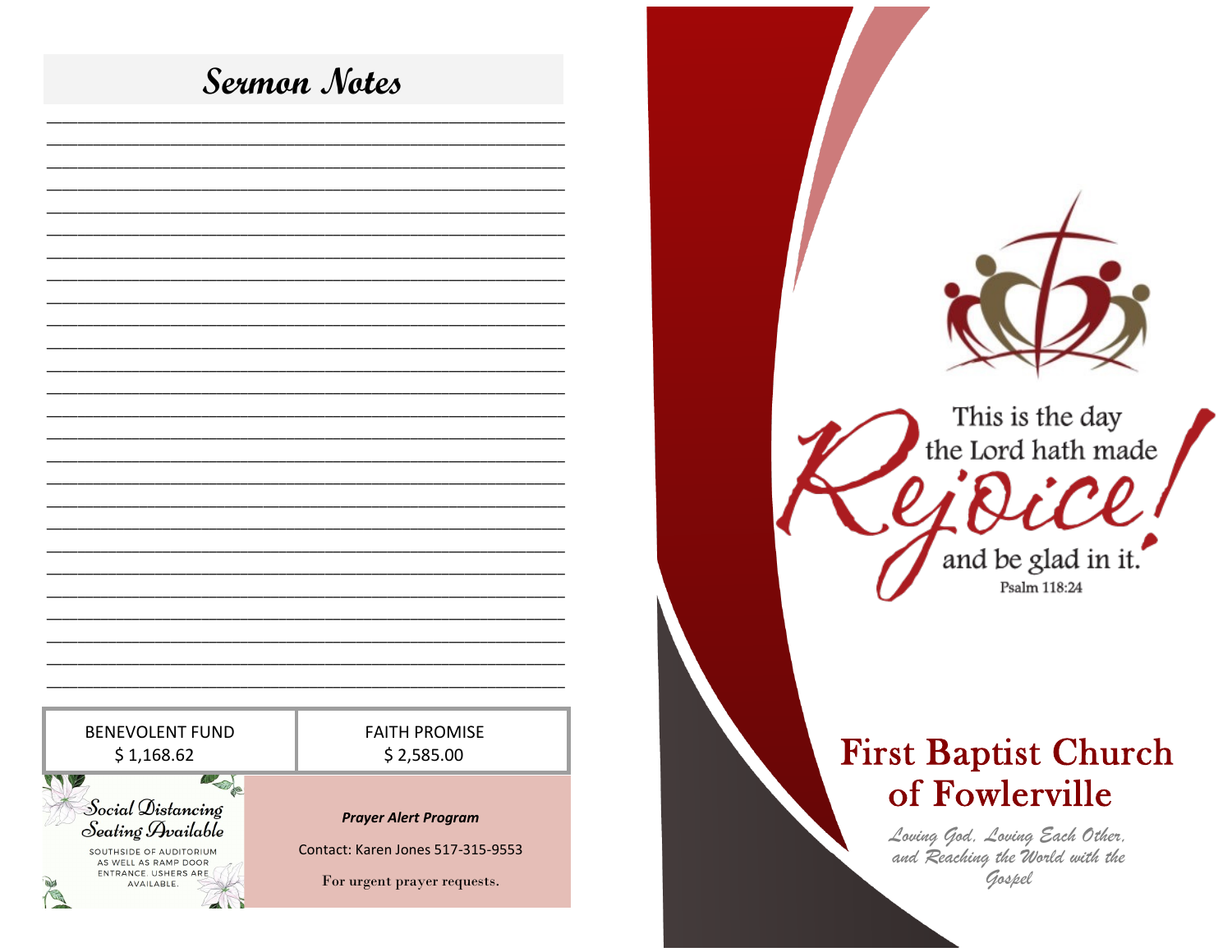## Sermon Notes

______________________________________________________________________
______________________________________________________________________
______________________________________________________________________
______________________________________________________________________
______________________________________________________________________
______________________________________________________________________
______________________________________________________________________
______________________________________________________________________
______________________________________________________________________
______________________________________________________________________
______________________________________________________________________
______________________________________________________________________
______________________________________________________________________
______________________________________________________________________
______________________________________________________________________
______________________________________________________________________
______________________________________________________________________
______________________________________________________________________
______________________________________________________________________
______________________________________________________________________
______________________________________________________________________
______________________________________________________________________
______________________________________________________________________
______________________________________________________________________
______________________________________________________________________

| BENEVOLENT FUND | FAITH PROMISE |
|---|---|
| $ 1,168.62 | $ 2,585.00 |

*Social Distancing Seating Available*

SOUTHSIDE OF AUDITORIUM AS WELL AS RAMP DOOR ENTRANCE. USHERS ARE AVAILABLE.

***Prayer Alert Program***

Contact: Karen Jones 517-315-9553

For urgent prayer requests.

This is the day the Lord hath made

Rejoice!

and be glad in it.

Psalm 118:24

# First Baptist Church of Fowlerville

*Loving God, Loving Each Other, and Reaching the World with the Gospel*